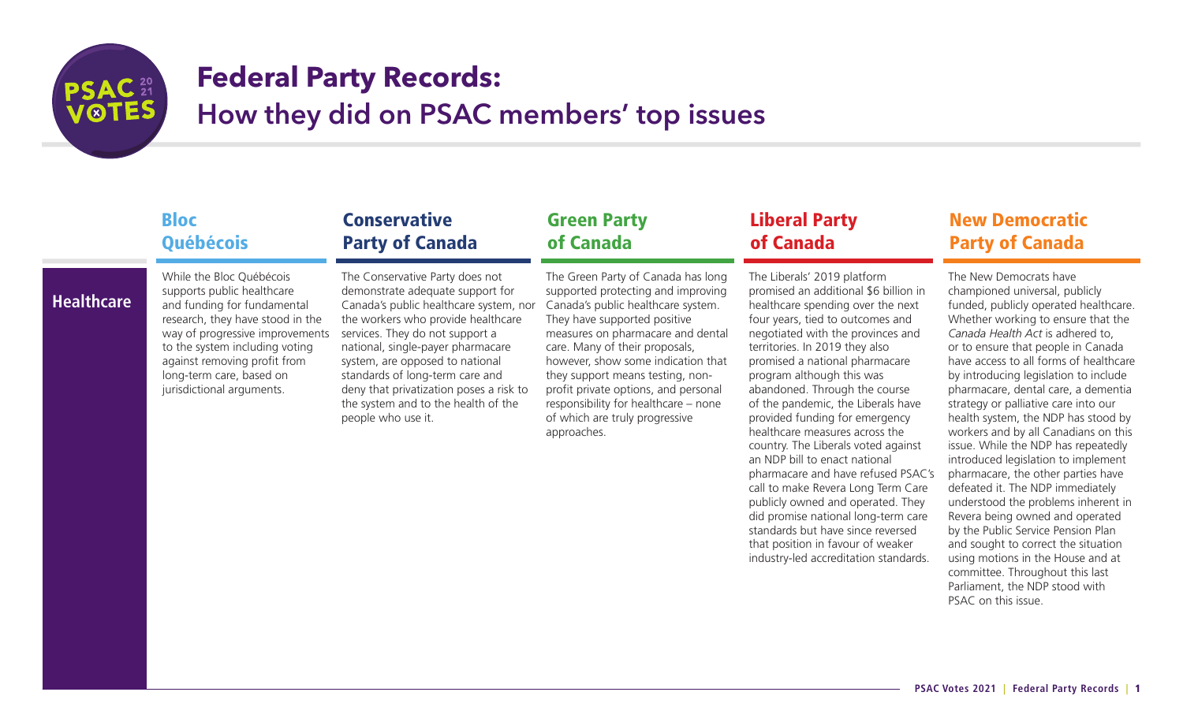# Federal Party Records:

## How they did on PSAC members' top issues

| | Bloc Québécois | Conservative Party of Canada | Green Party of Canada | Liberal Party of Canada | New Democratic Party of Canada |
|---|---|---|---|---|---|
| **Healthcare** | While the Bloc Québécois supports public healthcare and funding for fundamental research, they have stood in the way of progressive improvements to the system including voting against removing profit from long-term care, based on jurisdictional arguments. | The Conservative Party does not demonstrate adequate support for Canada's public healthcare system, nor the workers who provide healthcare services. They do not support a national, single-payer pharmacare system, are opposed to national standards of long-term care and deny that privatization poses a risk to the system and to the health of the people who use it. | The Green Party of Canada has long supported protecting and improving Canada's public healthcare system. They have supported positive measures on pharmacare and dental care. Many of their proposals, however, show some indication that they support means testing, non-profit private options, and personal responsibility for healthcare – none of which are truly progressive approaches. | The Liberals' 2019 platform promised an additional $6 billion in healthcare spending over the next four years, tied to outcomes and negotiated with the provinces and territories. In 2019 they also promised a national pharmacare program although this was abandoned. Through the course of the pandemic, the Liberals have provided funding for emergency healthcare measures across the country. The Liberals voted against an NDP bill to enact national pharmacare and have refused PSAC's call to make Revera Long Term Care publicly owned and operated. They did promise national long-term care standards but have since reversed that position in favour of weaker industry-led accreditation standards. | The New Democrats have championed universal, publicly funded, publicly operated healthcare. Whether working to ensure that the *Canada Health Act* is adhered to, or to ensure that people in Canada have access to all forms of healthcare by introducing legislation to include pharmacare, dental care, a dementia strategy or palliative care into our health system, the NDP has stood by workers and by all Canadians on this issue. While the NDP has repeatedly introduced legislation to implement pharmacare, the other parties have defeated it. The NDP immediately understood the problems inherent in Revera being owned and operated by the Public Service Pension Plan and sought to correct the situation using motions in the House and at committee. Throughout this last Parliament, the NDP stood with PSAC on this issue. |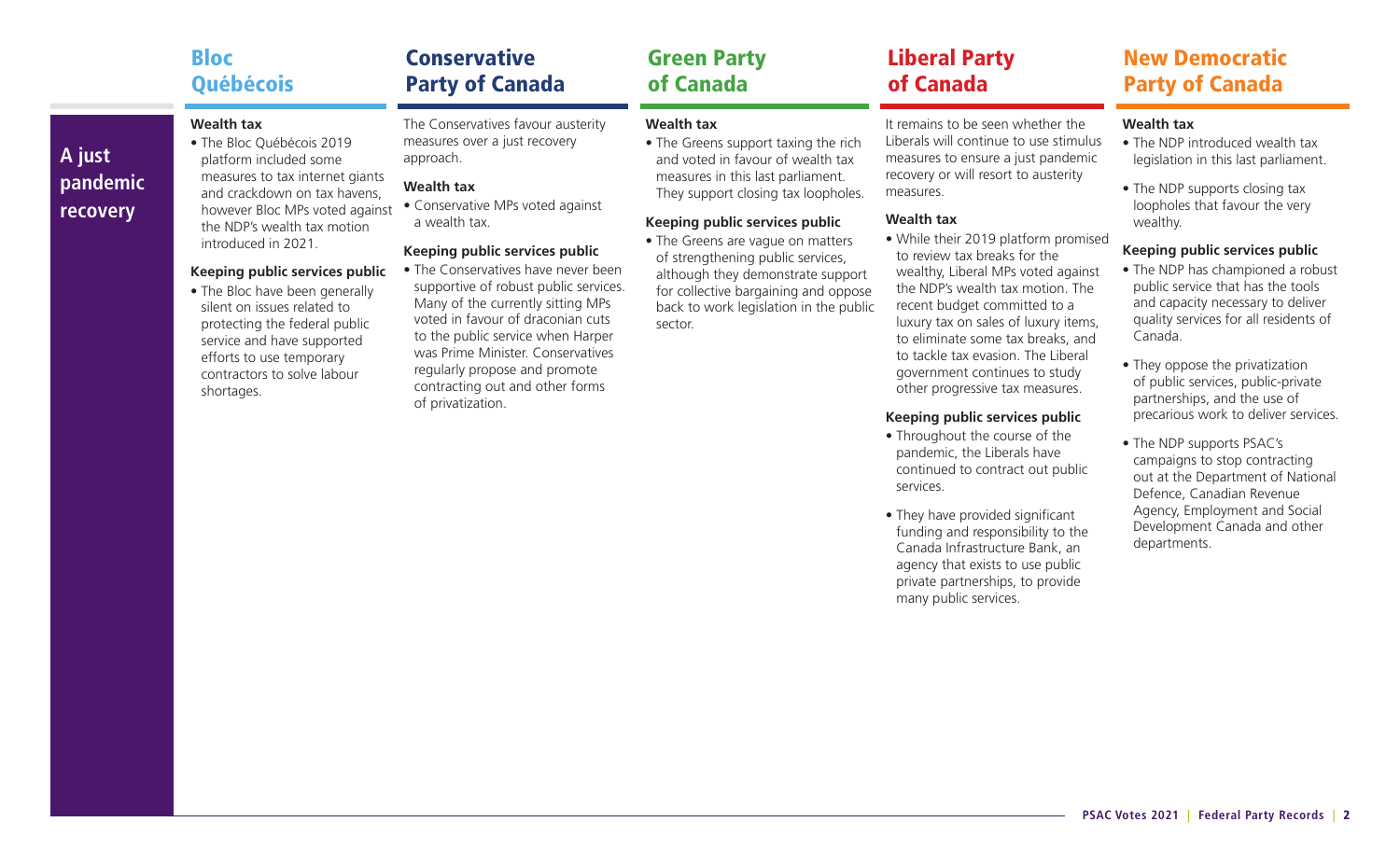## A just pandemic recovery

### Bloc Québécois

**Wealth tax**

- The Bloc Québécois 2019 platform included some measures to tax internet giants and crackdown on tax havens, however Bloc MPs voted against the NDP's wealth tax motion introduced in 2021.

**Keeping public services public**

- The Bloc have been generally silent on issues related to protecting the federal public service and have supported efforts to use temporary contractors to solve labour shortages.

### Conservative Party of Canada

The Conservatives favour austerity measures over a just recovery approach.

**Wealth tax**

- Conservative MPs voted against a wealth tax.

**Keeping public services public**

- The Conservatives have never been supportive of robust public services. Many of the currently sitting MPs voted in favour of draconian cuts to the public service when Harper was Prime Minister. Conservatives regularly propose and promote contracting out and other forms of privatization.

### Green Party of Canada

**Wealth tax**

- The Greens support taxing the rich and voted in favour of wealth tax measures in this last parliament. They support closing tax loopholes.

**Keeping public services public**

- The Greens are vague on matters of strengthening public services, although they demonstrate support for collective bargaining and oppose back to work legislation in the public sector.

### Liberal Party of Canada

It remains to be seen whether the Liberals will continue to use stimulus measures to ensure a just pandemic recovery or will resort to austerity measures.

**Wealth tax**

- While their 2019 platform promised to review tax breaks for the wealthy, Liberal MPs voted against the NDP's wealth tax motion. The recent budget committed to a luxury tax on sales of luxury items, to eliminate some tax breaks, and to tackle tax evasion. The Liberal government continues to study other progressive tax measures.

**Keeping public services public**

- Throughout the course of the pandemic, the Liberals have continued to contract out public services.
- They have provided significant funding and responsibility to the Canada Infrastructure Bank, an agency that exists to use public private partnerships, to provide many public services.

### New Democratic Party of Canada

**Wealth tax**

- The NDP introduced wealth tax legislation in this last parliament.
- The NDP supports closing tax loopholes that favour the very wealthy.

**Keeping public services public**

- The NDP has championed a robust public service that has the tools and capacity necessary to deliver quality services for all residents of Canada.
- They oppose the privatization of public services, public-private partnerships, and the use of precarious work to deliver services.
- The NDP supports PSAC's campaigns to stop contracting out at the Department of National Defence, Canadian Revenue Agency, Employment and Social Development Canada and other departments.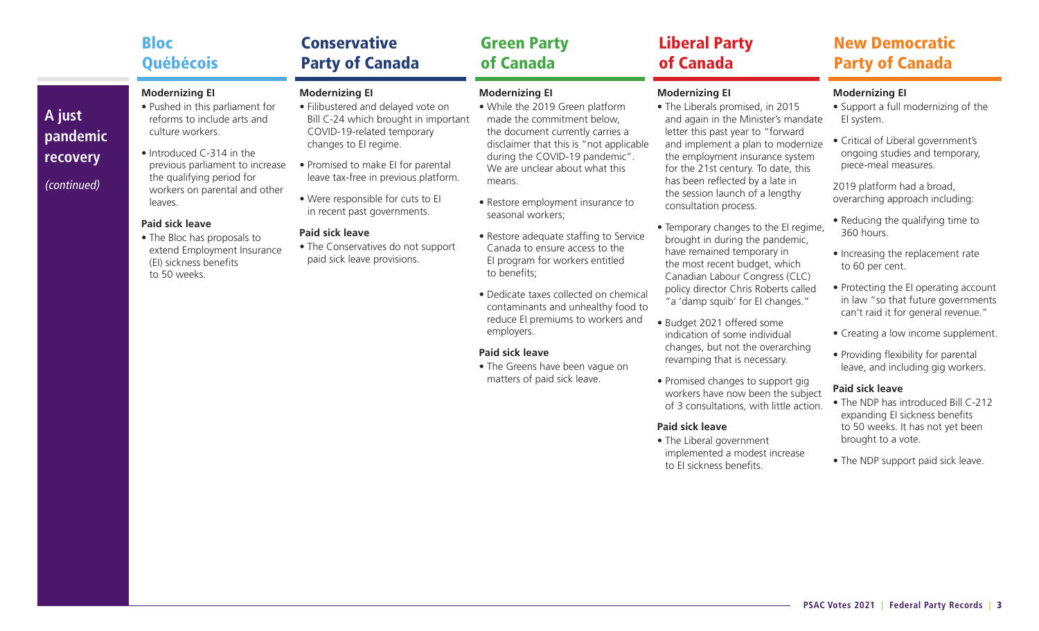## A just pandemic recovery

*(continued)*

## Bloc Québécois

### Modernizing EI

- Pushed in this parliament for reforms to include arts and culture workers.
- Introduced C-314 in the previous parliament to increase the qualifying period for workers on parental and other leaves.

### Paid sick leave

- The Bloc has proposals to extend Employment Insurance (EI) sickness benefits to 50 weeks.

## Conservative Party of Canada

### Modernizing EI

- Filibustered and delayed vote on Bill C-24 which brought in important COVID-19-related temporary changes to EI regime.
- Promised to make EI for parental leave tax-free in previous platform.
- Were responsible for cuts to EI in recent past governments.

### Paid sick leave

- The Conservatives do not support paid sick leave provisions.

## Green Party of Canada

### Modernizing EI

- While the 2019 Green platform made the commitment below, the document currently carries a disclaimer that this is "not applicable during the COVID-19 pandemic". We are unclear about what this means.
- Restore employment insurance to seasonal workers;
- Restore adequate staffing to Service Canada to ensure access to the EI program for workers entitled to benefits;
- Dedicate taxes collected on chemical contaminants and unhealthy food to reduce EI premiums to workers and employers.

### Paid sick leave

- The Greens have been vague on matters of paid sick leave.

## Liberal Party of Canada

### Modernizing EI

- The Liberals promised, in 2015 and again in the Minister's mandate letter this past year to "forward and implement a plan to modernize the employment insurance system for the 21st century. To date, this has been reflected by a late in the session launch of a lengthy consultation process.
- Temporary changes to the EI regime, brought in during the pandemic, have remained temporary in the most recent budget, which Canadian Labour Congress (CLC) policy director Chris Roberts called "a 'damp squib' for EI changes."
- Budget 2021 offered some indication of some individual changes, but not the overarching revamping that is necessary.
- Promised changes to support gig workers have now been the subject of 3 consultations, with little action.

### Paid sick leave

- The Liberal government implemented a modest increase to EI sickness benefits.

## New Democratic Party of Canada

### Modernizing EI

- Support a full modernizing of the EI system.
- Critical of Liberal government's ongoing studies and temporary, piece-meal measures.

2019 platform had a broad, overarching approach including:

- Reducing the qualifying time to 360 hours.
- Increasing the replacement rate to 60 per cent.
- Protecting the EI operating account in law "so that future governments can't raid it for general revenue."
- Creating a low income supplement.
- Providing flexibility for parental leave, and including gig workers.

### Paid sick leave

- The NDP has introduced Bill C-212 expanding EI sickness benefits to 50 weeks. It has not yet been brought to a vote.
- The NDP support paid sick leave.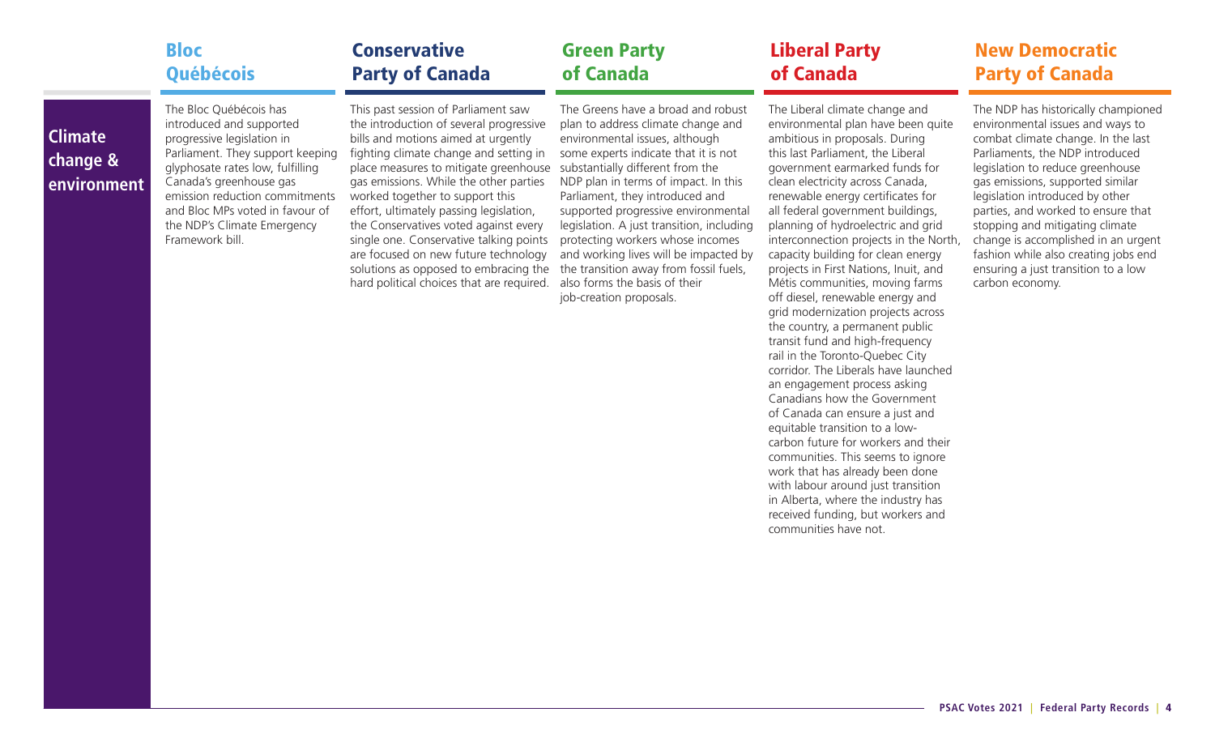## Climate change & environment

### Bloc Québécois

The Bloc Québécois has introduced and supported progressive legislation in Parliament. They support keeping glyphosate rates low, fulfilling Canada's greenhouse gas emission reduction commitments and Bloc MPs voted in favour of the NDP's Climate Emergency Framework bill.

### Conservative Party of Canada

This past session of Parliament saw the introduction of several progressive bills and motions aimed at urgently fighting climate change and setting in place measures to mitigate greenhouse gas emissions. While the other parties worked together to support this effort, ultimately passing legislation, the Conservatives voted against every single one. Conservative talking points are focused on new future technology solutions as opposed to embracing the hard political choices that are required.

### Green Party of Canada

The Greens have a broad and robust plan to address climate change and environmental issues, although some experts indicate that it is not substantially different from the NDP plan in terms of impact. In this Parliament, they introduced and supported progressive environmental legislation. A just transition, including protecting workers whose incomes and working lives will be impacted by the transition away from fossil fuels, also forms the basis of their job-creation proposals.

### Liberal Party of Canada

The Liberal climate change and environmental plan have been quite ambitious in proposals. During this last Parliament, the Liberal government earmarked funds for clean electricity across Canada, renewable energy certificates for all federal government buildings, planning of hydroelectric and grid interconnection projects in the North, capacity building for clean energy projects in First Nations, Inuit, and Métis communities, moving farms off diesel, renewable energy and grid modernization projects across the country, a permanent public transit fund and high-frequency rail in the Toronto-Quebec City corridor. The Liberals have launched an engagement process asking Canadians how the Government of Canada can ensure a just and equitable transition to a low-carbon future for workers and their communities. This seems to ignore work that has already been done with labour around just transition in Alberta, where the industry has received funding, but workers and communities have not.

### New Democratic Party of Canada

The NDP has historically championed environmental issues and ways to combat climate change. In the last Parliaments, the NDP introduced legislation to reduce greenhouse gas emissions, supported similar legislation introduced by other parties, and worked to ensure that stopping and mitigating climate change is accomplished in an urgent fashion while also creating jobs end ensuring a just transition to a low carbon economy.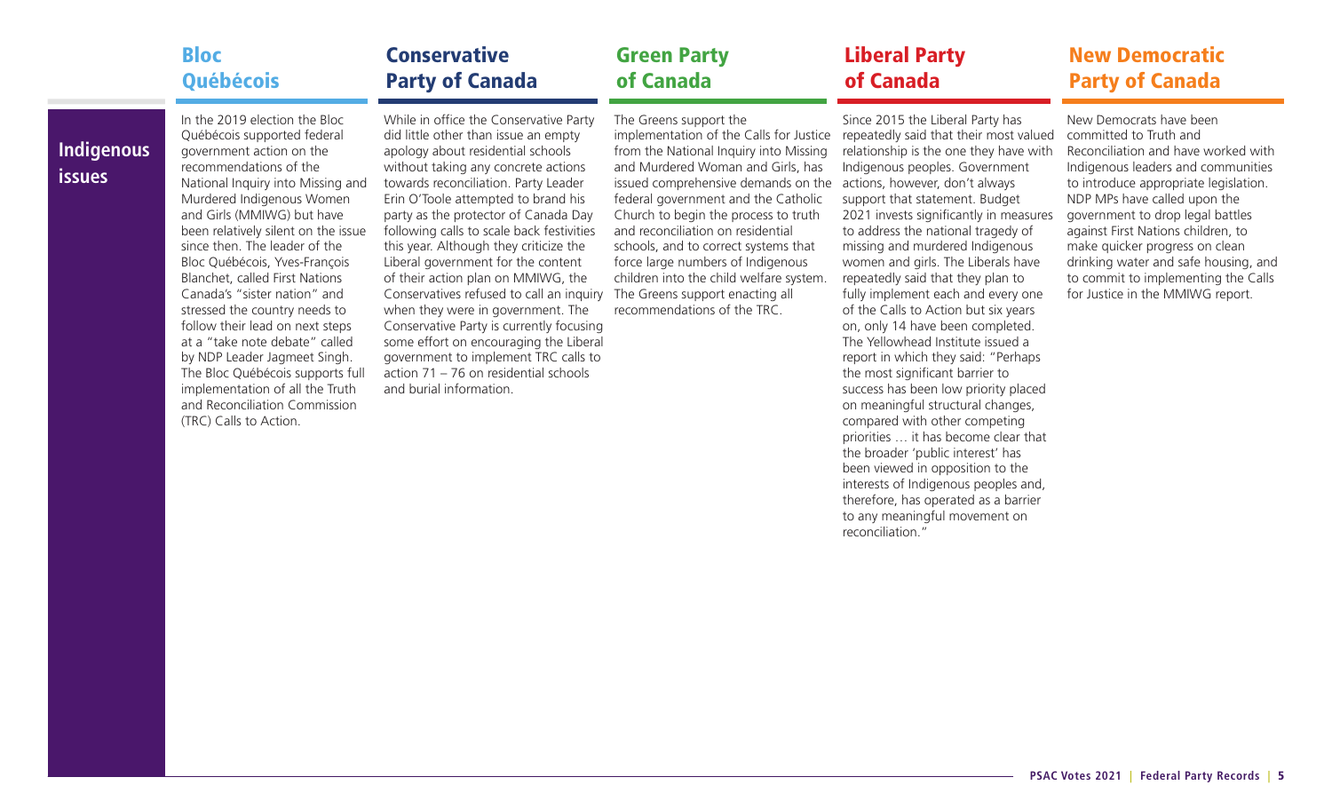## Indigenous issues

### Bloc Québécois

In the 2019 election the Bloc Québécois supported federal government action on the recommendations of the National Inquiry into Missing and Murdered Indigenous Women and Girls (MMIWG) but have been relatively silent on the issue since then. The leader of the Bloc Québécois, Yves-François Blanchet, called First Nations Canada's "sister nation" and stressed the country needs to follow their lead on next steps at a "take note debate" called by NDP Leader Jagmeet Singh. The Bloc Québécois supports full implementation of all the Truth and Reconciliation Commission (TRC) Calls to Action.

### Conservative Party of Canada

While in office the Conservative Party did little other than issue an empty apology about residential schools without taking any concrete actions towards reconciliation. Party Leader Erin O'Toole attempted to brand his party as the protector of Canada Day following calls to scale back festivities this year. Although they criticize the Liberal government for the content of their action plan on MMIWG, the Conservatives refused to call an inquiry when they were in government. The Conservative Party is currently focusing some effort on encouraging the Liberal government to implement TRC calls to action 71 – 76 on residential schools and burial information.

### Green Party of Canada

The Greens support the implementation of the Calls for Justice from the National Inquiry into Missing and Murdered Woman and Girls, has issued comprehensive demands on the federal government and the Catholic Church to begin the process to truth and reconciliation on residential schools, and to correct systems that force large numbers of Indigenous children into the child welfare system. The Greens support enacting all recommendations of the TRC.

### Liberal Party of Canada

Since 2015 the Liberal Party has repeatedly said that their most valued relationship is the one they have with Indigenous peoples. Government actions, however, don't always support that statement. Budget 2021 invests significantly in measures to address the national tragedy of missing and murdered Indigenous women and girls. The Liberals have repeatedly said that they plan to fully implement each and every one of the Calls to Action but six years on, only 14 have been completed. The Yellowhead Institute issued a report in which they said: "Perhaps the most significant barrier to success has been low priority placed on meaningful structural changes, compared with other competing priorities … it has become clear that the broader 'public interest' has been viewed in opposition to the interests of Indigenous peoples and, therefore, has operated as a barrier to any meaningful movement on reconciliation."

### New Democratic Party of Canada

New Democrats have been committed to Truth and Reconciliation and have worked with Indigenous leaders and communities to introduce appropriate legislation. NDP MPs have called upon the government to drop legal battles against First Nations children, to make quicker progress on clean drinking water and safe housing, and to commit to implementing the Calls for Justice in the MMIWG report.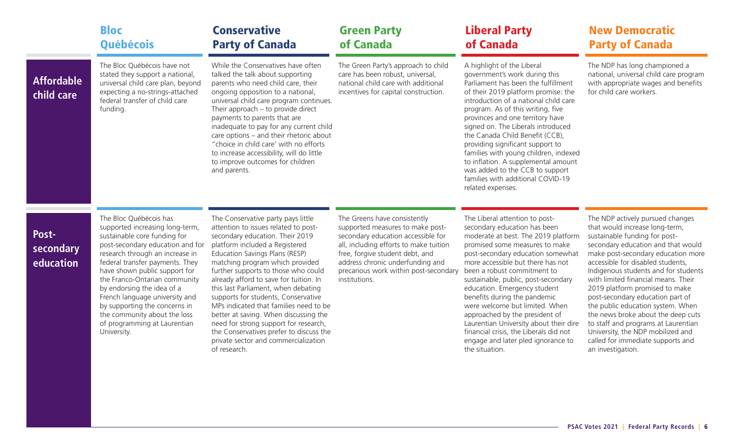| | Bloc Québécois | Conservative Party of Canada | Green Party of Canada | Liberal Party of Canada | New Democratic Party of Canada |
|---|---|---|---|---|---|
| **Affordable child care** | The Bloc Québécois have not stated they support a national, universal child care plan, beyond expecting a no-strings-attached federal transfer of child care funding. | While the Conservatives have often talked the talk about supporting parents who need child care, their ongoing opposition to a national, universal child care program continues. Their approach – to provide direct payments to parents that are inadequate to pay for any current child care options – and their rhetoric about "choice in child care' with no efforts to increase accessibility, will do little to improve outcomes for children and parents. | The Green Party's approach to child care has been robust, universal, national child care with additional incentives for capital construction. | A highlight of the Liberal government's work during this Parliament has been the fulfillment of their 2019 platform promise: the introduction of a national child care program. As of this writing, five provinces and one territory have signed on. The Liberals introduced the Canada Child Benefit (CCB), providing significant support to families with young children, indexed to inflation. A supplemental amount was added to the CCB to support families with additional COVID-19 related expenses. | The NDP has long championed a national, universal child care program with appropriate wages and benefits for child care workers. |
| **Post-secondary education** | The Bloc Québécois has supported increasing long-term, sustainable core funding for post-secondary education and for research through an increase in federal transfer payments. They have shown public support for the Franco-Ontarian community by endorsing the idea of a French language university and by supporting the concerns in the community about the loss of programming at Laurentian University. | The Conservative party pays little attention to issues related to post-secondary education. Their 2019 platform included a Registered Education Savings Plans (RESP) matching program which provided further supports to those who could already afford to save for tuition. In this last Parliament, when debating supports for students, Conservative MPs indicated that families need to be better at saving. When discussing the need for strong support for research, the Conservatives prefer to discuss the private sector and commercialization of research. | The Greens have consistently supported measures to make post-secondary education accessible for all, including efforts to make tuition free, forgive student debt, and address chronic underfunding and precarious work within post-secondary institutions. | The Liberal attention to post-secondary education has been moderate at best. The 2019 platform promised some measures to make post-secondary education somewhat more accessible but there has not been a robust commitment to sustainable, public, post-secondary education. Emergency student benefits during the pandemic were welcome but limited. When approached by the president of Laurentian University about their dire financial crisis, the Liberals did not engage and later pled ignorance to the situation. | The NDP actively pursued changes that would increase long-term, sustainable funding for post-secondary education and that would make post-secondary education more accessible for disabled students, Indigenous students and for students with limited financial means. Their 2019 platform promised to make post-secondary education part of the public education system. When the news broke about the deep cuts to staff and programs at Laurentian University, the NDP mobilized and called for immediate supports and an investigation. |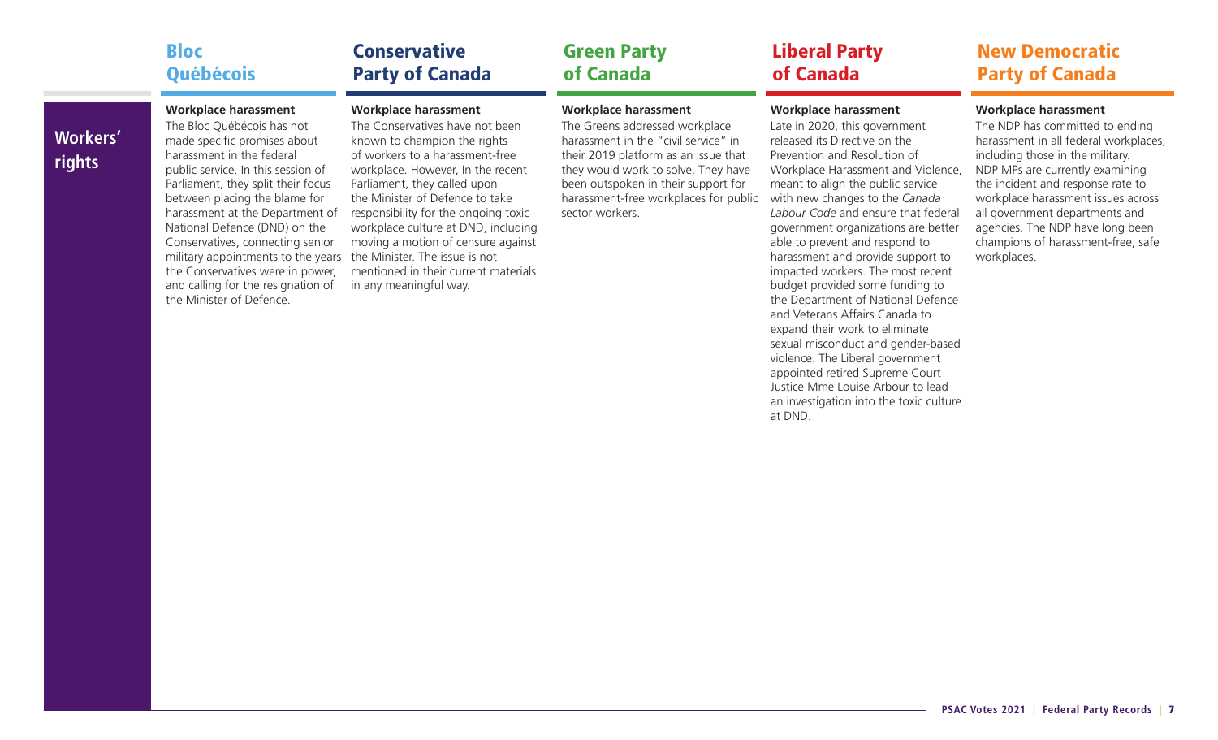## Workers' rights

### Bloc Québécois

**Workplace harassment**

The Bloc Québécois has not made specific promises about harassment in the federal public service. In this session of Parliament, they split their focus between placing the blame for harassment at the Department of National Defence (DND) on the Conservatives, connecting senior military appointments to the years the Conservatives were in power, and calling for the resignation of the Minister of Defence.

### Conservative Party of Canada

**Workplace harassment**

The Conservatives have not been known to champion the rights of workers to a harassment-free workplace. However, In the recent Parliament, they called upon the Minister of Defence to take responsibility for the ongoing toxic workplace culture at DND, including moving a motion of censure against the Minister. The issue is not mentioned in their current materials in any meaningful way.

### Green Party of Canada

**Workplace harassment**

The Greens addressed workplace harassment in the "civil service" in their 2019 platform as an issue that they would work to solve. They have been outspoken in their support for harassment-free workplaces for public sector workers.

### Liberal Party of Canada

**Workplace harassment**

Late in 2020, this government released its Directive on the Prevention and Resolution of Workplace Harassment and Violence, meant to align the public service with new changes to the *Canada Labour Code* and ensure that federal government organizations are better able to prevent and respond to harassment and provide support to impacted workers. The most recent budget provided some funding to the Department of National Defence and Veterans Affairs Canada to expand their work to eliminate sexual misconduct and gender-based violence. The Liberal government appointed retired Supreme Court Justice Mme Louise Arbour to lead an investigation into the toxic culture at DND.

### New Democratic Party of Canada

**Workplace harassment**

The NDP has committed to ending harassment in all federal workplaces, including those in the military. NDP MPs are currently examining the incident and response rate to workplace harassment issues across all government departments and agencies. The NDP have long been champions of harassment-free, safe workplaces.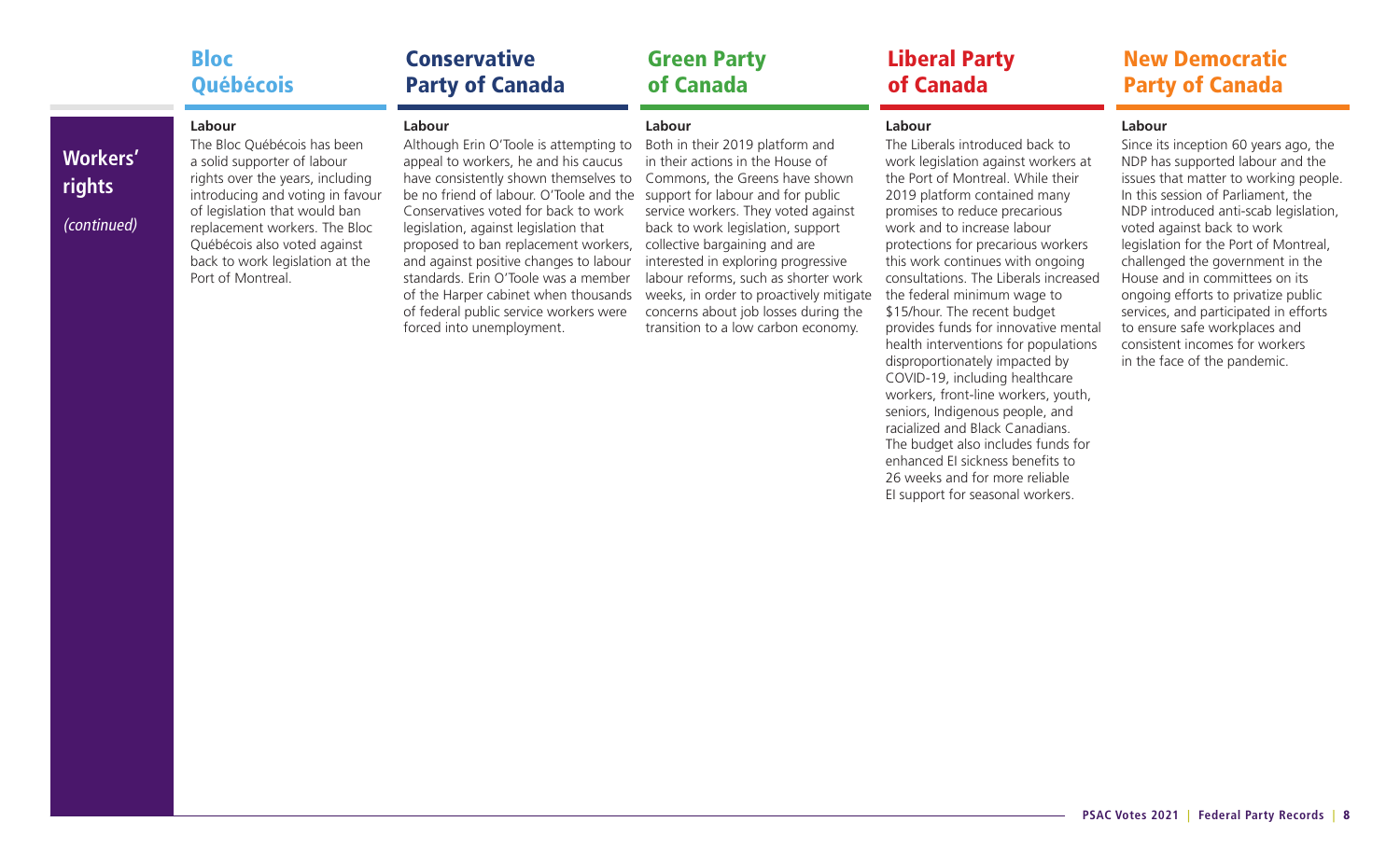## Workers' rights

*(continued)*

### Bloc Québécois

**Labour**

The Bloc Québécois has been a solid supporter of labour rights over the years, including introducing and voting in favour of legislation that would ban replacement workers. The Bloc Québécois also voted against back to work legislation at the Port of Montreal.

### Conservative Party of Canada

**Labour**

Although Erin O'Toole is attempting to appeal to workers, he and his caucus have consistently shown themselves to be no friend of labour. O'Toole and the Conservatives voted for back to work legislation, against legislation that proposed to ban replacement workers, and against positive changes to labour standards. Erin O'Toole was a member of the Harper cabinet when thousands of federal public service workers were forced into unemployment.

### Green Party of Canada

**Labour**

Both in their 2019 platform and in their actions in the House of Commons, the Greens have shown support for labour and for public service workers. They voted against back to work legislation, support collective bargaining and are interested in exploring progressive labour reforms, such as shorter work weeks, in order to proactively mitigate concerns about job losses during the transition to a low carbon economy.

### Liberal Party of Canada

**Labour**

The Liberals introduced back to work legislation against workers at the Port of Montreal. While their 2019 platform contained many promises to reduce precarious work and to increase labour protections for precarious workers this work continues with ongoing consultations. The Liberals increased the federal minimum wage to $15/hour. The recent budget provides funds for innovative mental health interventions for populations disproportionately impacted by COVID-19, including healthcare workers, front-line workers, youth, seniors, Indigenous people, and racialized and Black Canadians. The budget also includes funds for enhanced EI sickness benefits to 26 weeks and for more reliable EI support for seasonal workers.

### New Democratic Party of Canada

**Labour**

Since its inception 60 years ago, the NDP has supported labour and the issues that matter to working people. In this session of Parliament, the NDP introduced anti-scab legislation, voted against back to work legislation for the Port of Montreal, challenged the government in the House and in committees on its ongoing efforts to privatize public services, and participated in efforts to ensure safe workplaces and consistent incomes for workers in the face of the pandemic.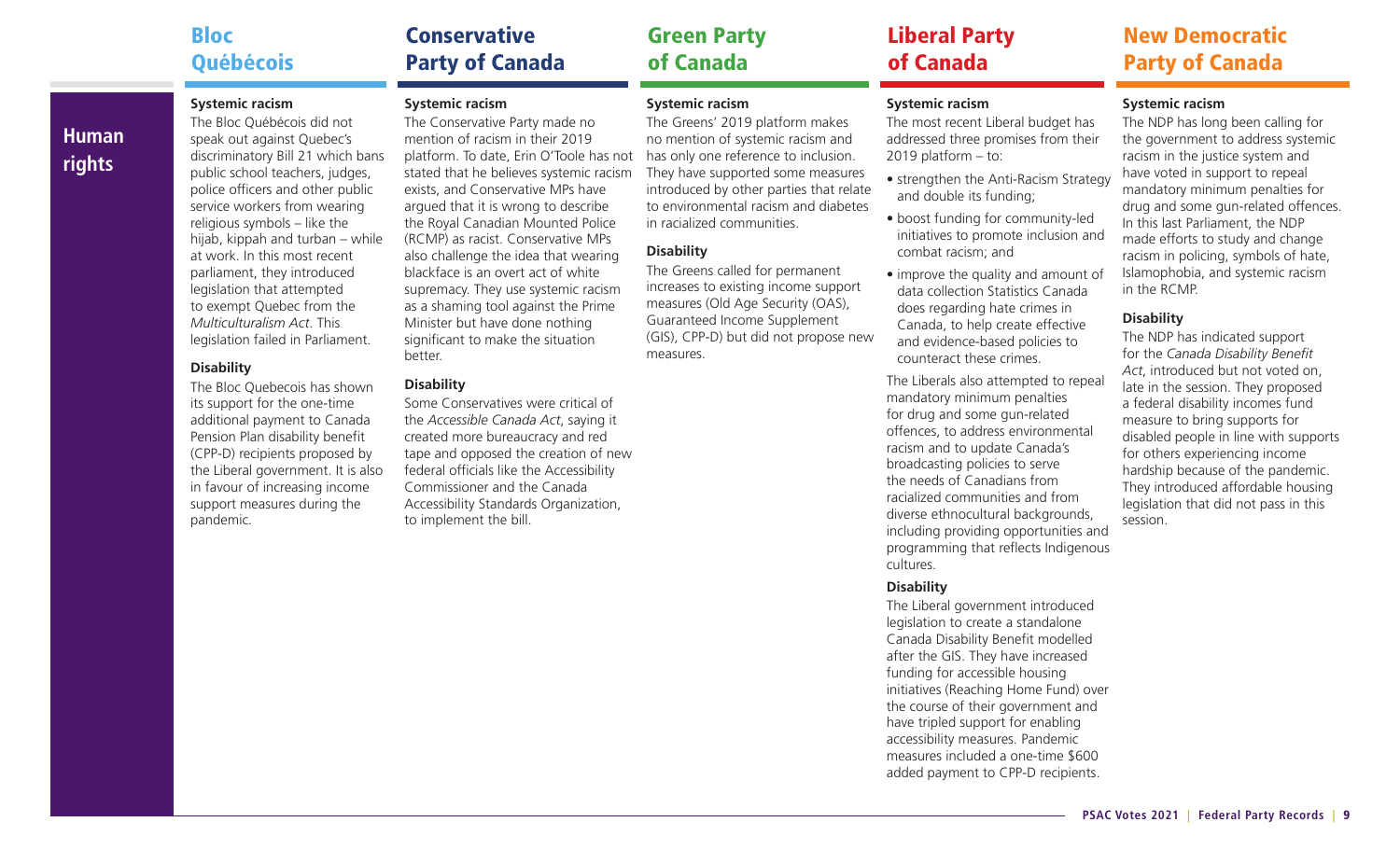# Human rights

## Bloc Québécois

### Systemic racism

The Bloc Québécois did not speak out against Quebec's discriminatory Bill 21 which bans public school teachers, judges, police officers and other public service workers from wearing religious symbols – like the hijab, kippah and turban – while at work. In this most recent parliament, they introduced legislation that attempted to exempt Quebec from the *Multiculturalism Act*. This legislation failed in Parliament.

### Disability

The Bloc Quebecois has shown its support for the one-time additional payment to Canada Pension Plan disability benefit (CPP-D) recipients proposed by the Liberal government. It is also in favour of increasing income support measures during the pandemic.

## Conservative Party of Canada

### Systemic racism

The Conservative Party made no mention of racism in their 2019 platform. To date, Erin O'Toole has not stated that he believes systemic racism exists, and Conservative MPs have argued that it is wrong to describe the Royal Canadian Mounted Police (RCMP) as racist. Conservative MPs also challenge the idea that wearing blackface is an overt act of white supremacy. They use systemic racism as a shaming tool against the Prime Minister but have done nothing significant to make the situation better.

### Disability

Some Conservatives were critical of the *Accessible Canada Act*, saying it created more bureaucracy and red tape and opposed the creation of new federal officials like the Accessibility Commissioner and the Canada Accessibility Standards Organization, to implement the bill.

## Green Party of Canada

### Systemic racism

The Greens' 2019 platform makes no mention of systemic racism and has only one reference to inclusion. They have supported some measures introduced by other parties that relate to environmental racism and diabetes in racialized communities.

### Disability

The Greens called for permanent increases to existing income support measures (Old Age Security (OAS), Guaranteed Income Supplement (GIS), CPP-D) but did not propose new measures.

## Liberal Party of Canada

### Systemic racism

The most recent Liberal budget has addressed three promises from their 2019 platform – to:

- strengthen the Anti-Racism Strategy and double its funding;
- boost funding for community-led initiatives to promote inclusion and combat racism; and
- improve the quality and amount of data collection Statistics Canada does regarding hate crimes in Canada, to help create effective and evidence-based policies to counteract these crimes.

The Liberals also attempted to repeal mandatory minimum penalties for drug and some gun-related offences, to address environmental racism and to update Canada's broadcasting policies to serve the needs of Canadians from racialized communities and from diverse ethnocultural backgrounds, including providing opportunities and programming that reflects Indigenous cultures.

### Disability

The Liberal government introduced legislation to create a standalone Canada Disability Benefit modelled after the GIS. They have increased funding for accessible housing initiatives (Reaching Home Fund) over the course of their government and have tripled support for enabling accessibility measures. Pandemic measures included a one-time $600 added payment to CPP-D recipients.

## New Democratic Party of Canada

### Systemic racism

The NDP has long been calling for the government to address systemic racism in the justice system and have voted in support to repeal mandatory minimum penalties for drug and some gun-related offences. In this last Parliament, the NDP made efforts to study and change racism in policing, symbols of hate, Islamophobia, and systemic racism in the RCMP.

### Disability

The NDP has indicated support for the *Canada Disability Benefit Act*, introduced but not voted on, late in the session. They proposed a federal disability incomes fund measure to bring supports for disabled people in line with supports for others experiencing income hardship because of the pandemic. They introduced affordable housing legislation that did not pass in this session.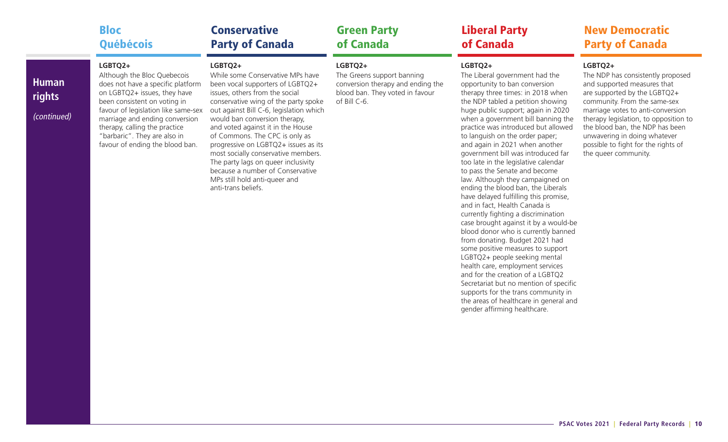# Human rights

*(continued)*

## Bloc Québécois

**LGBTQ2+**

Although the Bloc Quebecois does not have a specific platform on LGBTQ2+ issues, they have been consistent on voting in favour of legislation like same-sex marriage and ending conversion therapy, calling the practice "barbaric". They are also in favour of ending the blood ban.

## Conservative Party of Canada

**LGBTQ2+**

While some Conservative MPs have been vocal supporters of LGBTQ2+ issues, others from the social conservative wing of the party spoke out against Bill C-6, legislation which would ban conversion therapy, and voted against it in the House of Commons. The CPC is only as progressive on LGBTQ2+ issues as its most socially conservative members. The party lags on queer inclusivity because a number of Conservative MPs still hold anti-queer and anti-trans beliefs.

## Green Party of Canada

**LGBTQ2+**

The Greens support banning conversion therapy and ending the blood ban. They voted in favour of Bill C-6.

## Liberal Party of Canada

**LGBTQ2+**

The Liberal government had the opportunity to ban conversion therapy three times: in 2018 when the NDP tabled a petition showing huge public support; again in 2020 when a government bill banning the practice was introduced but allowed to languish on the order paper; and again in 2021 when another government bill was introduced far too late in the legislative calendar to pass the Senate and become law. Although they campaigned on ending the blood ban, the Liberals have delayed fulfilling this promise, and in fact, Health Canada is currently fighting a discrimination case brought against it by a would-be blood donor who is currently banned from donating. Budget 2021 had some positive measures to support LGBTQ2+ people seeking mental health care, employment services and for the creation of a LGBTQ2 Secretariat but no mention of specific supports for the trans community in the areas of healthcare in general and gender affirming healthcare.

## New Democratic Party of Canada

**LGBTQ2+**

The NDP has consistently proposed and supported measures that are supported by the LGBTQ2+ community. From the same-sex marriage votes to anti-conversion therapy legislation, to opposition to the blood ban, the NDP has been unwavering in doing whatever possible to fight for the rights of the queer community.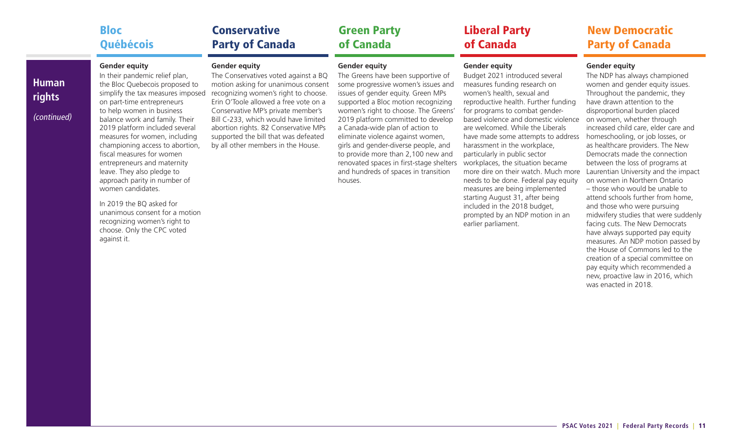## Human rights

*(continued)*

### Bloc Québécois

**Gender equity**

In their pandemic relief plan, the Bloc Quebecois proposed to simplify the tax measures imposed on part-time entrepreneurs to help women in business balance work and family. Their 2019 platform included several measures for women, including championing access to abortion, fiscal measures for women entrepreneurs and maternity leave. They also pledge to approach parity in number of women candidates.

In 2019 the BQ asked for unanimous consent for a motion recognizing women's right to choose. Only the CPC voted against it.

### Conservative Party of Canada

**Gender equity**

The Conservatives voted against a BQ motion asking for unanimous consent recognizing women's right to choose. Erin O'Toole allowed a free vote on a Conservative MP's private member's Bill C-233, which would have limited abortion rights. 82 Conservative MPs supported the bill that was defeated by all other members in the House.

### Green Party of Canada

**Gender equity**

The Greens have been supportive of some progressive women's issues and issues of gender equity. Green MPs supported a Bloc motion recognizing women's right to choose. The Greens' 2019 platform committed to develop a Canada-wide plan of action to eliminate violence against women, girls and gender-diverse people, and to provide more than 2,100 new and renovated spaces in first-stage shelters and hundreds of spaces in transition houses.

### Liberal Party of Canada

**Gender equity**

Budget 2021 introduced several measures funding research on women's health, sexual and reproductive health. Further funding for programs to combat gender-based violence and domestic violence are welcomed. While the Liberals have made some attempts to address harassment in the workplace, particularly in public sector workplaces, the situation became more dire on their watch. Much more needs to be done. Federal pay equity measures are being implemented starting August 31, after being included in the 2018 budget, prompted by an NDP motion in an earlier parliament.

### New Democratic Party of Canada

**Gender equity**

The NDP has always championed women and gender equity issues. Throughout the pandemic, they have drawn attention to the disproportional burden placed on women, whether through increased child care, elder care and homeschooling, or job losses, or as healthcare providers. The New Democrats made the connection between the loss of programs at Laurentian University and the impact on women in Northern Ontario – those who would be unable to attend schools further from home, and those who were pursuing midwifery studies that were suddenly facing cuts. The New Democrats have always supported pay equity measures. An NDP motion passed by the House of Commons led to the creation of a special committee on pay equity which recommended a new, proactive law in 2016, which was enacted in 2018.